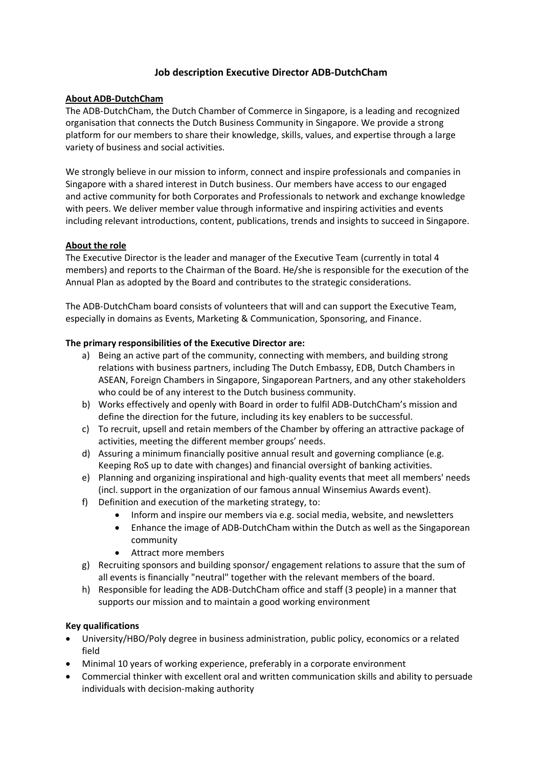# Job description Executive Director ADB-DutchCham

**About ADB-DutchCham**

The ADB-DutchCham, the Dutch Chamber of Commerce in Singapore, is a leading and recognized organisation that connects the Dutch Business Community in Singapore. We provide a strong platform for our members to share their knowledge, skills, values, and expertise through a large variety of business and social activities.

We strongly believe in our mission to inform, connect and inspire professionals and companies in Singapore with a shared interest in Dutch business. Our members have access to our engaged and active community for both Corporates and Professionals to network and exchange knowledge with peers. We deliver member value through informative and inspiring activities and events including relevant introductions, content, publications, trends and insights to succeed in Singapore.

**About the role**

The Executive Director is the leader and manager of the Executive Team (currently in total 4 members) and reports to the Chairman of the Board. He/she is responsible for the execution of the Annual Plan as adopted by the Board and contributes to the strategic considerations.

The ADB-DutchCham board consists of volunteers that will and can support the Executive Team, especially in domains as Events, Marketing & Communication, Sponsoring, and Finance.

**The primary responsibilities of the Executive Director are:**

a) Being an active part of the community, connecting with members, and building strong relations with business partners, including The Dutch Embassy, EDB, Dutch Chambers in ASEAN, Foreign Chambers in Singapore, Singaporean Partners, and any other stakeholders who could be of any interest to the Dutch business community.
b) Works effectively and openly with Board in order to fulfil ADB-DutchCham's mission and define the direction for the future, including its key enablers to be successful.
c) To recruit, upsell and retain members of the Chamber by offering an attractive package of activities, meeting the different member groups' needs.
d) Assuring a minimum financially positive annual result and governing compliance (e.g. Keeping RoS up to date with changes) and financial oversight of banking activities.
e) Planning and organizing inspirational and high-quality events that meet all members' needs (incl. support in the organization of our famous annual Winsemius Awards event).
f) Definition and execution of the marketing strategy, to:
   - Inform and inspire our members via e.g. social media, website, and newsletters
   - Enhance the image of ADB-DutchCham within the Dutch as well as the Singaporean community
   - Attract more members
g) Recruiting sponsors and building sponsor/ engagement relations to assure that the sum of all events is financially "neutral" together with the relevant members of the board.
h) Responsible for leading the ADB-DutchCham office and staff (3 people) in a manner that supports our mission and to maintain a good working environment

**Key qualifications**

- University/HBO/Poly degree in business administration, public policy, economics or a related field
- Minimal 10 years of working experience, preferably in a corporate environment
- Commercial thinker with excellent oral and written communication skills and ability to persuade individuals with decision-making authority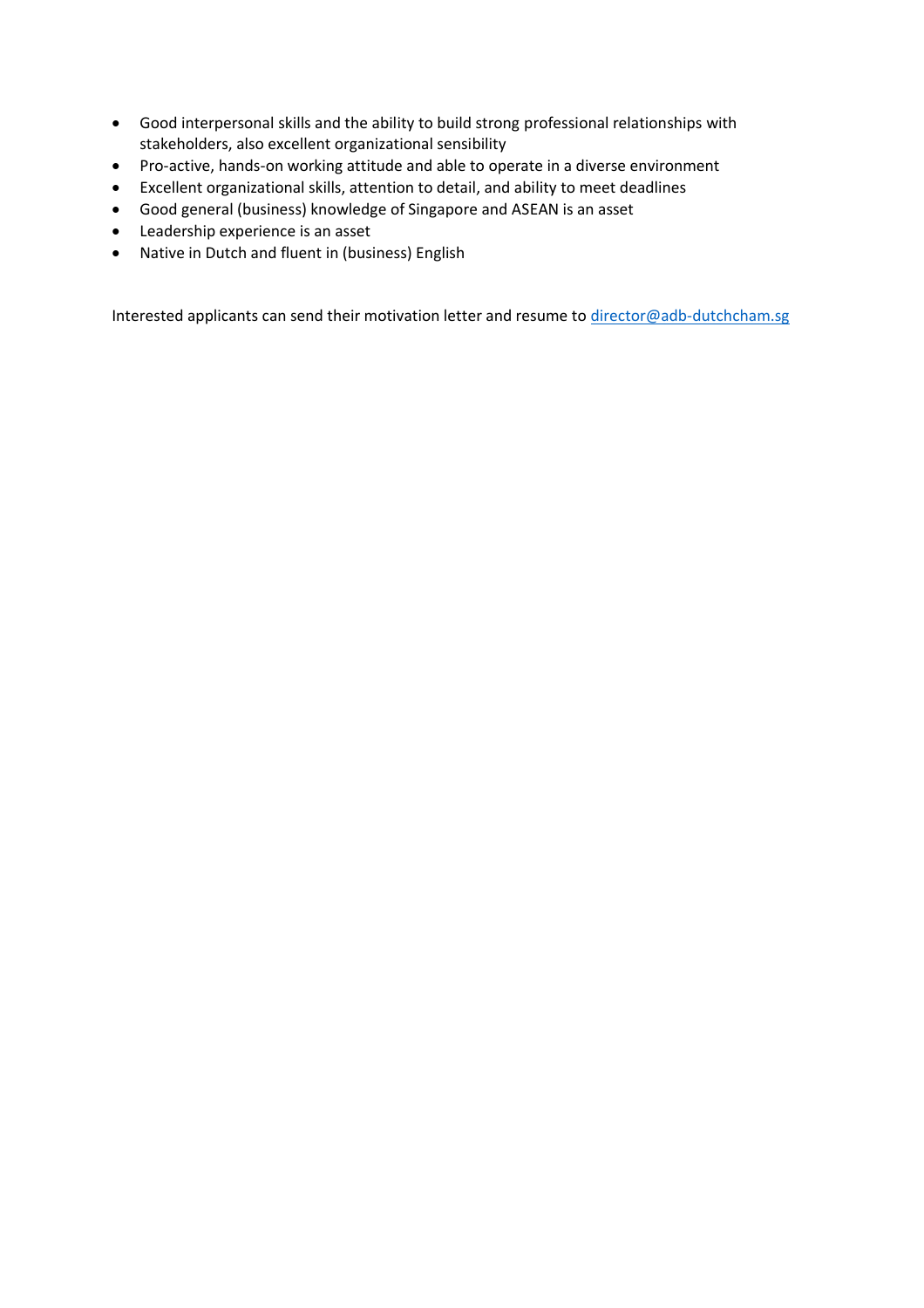- Good interpersonal skills and the ability to build strong professional relationships with stakeholders, also excellent organizational sensibility
- Pro-active, hands-on working attitude and able to operate in a diverse environment
- Excellent organizational skills, attention to detail, and ability to meet deadlines
- Good general (business) knowledge of Singapore and ASEAN is an asset
- Leadership experience is an asset
- Native in Dutch and fluent in (business) English

Interested applicants can send their motivation letter and resume to [director@adb-dutchcham.sg](mailto:director@adb-dutchcham.sg)